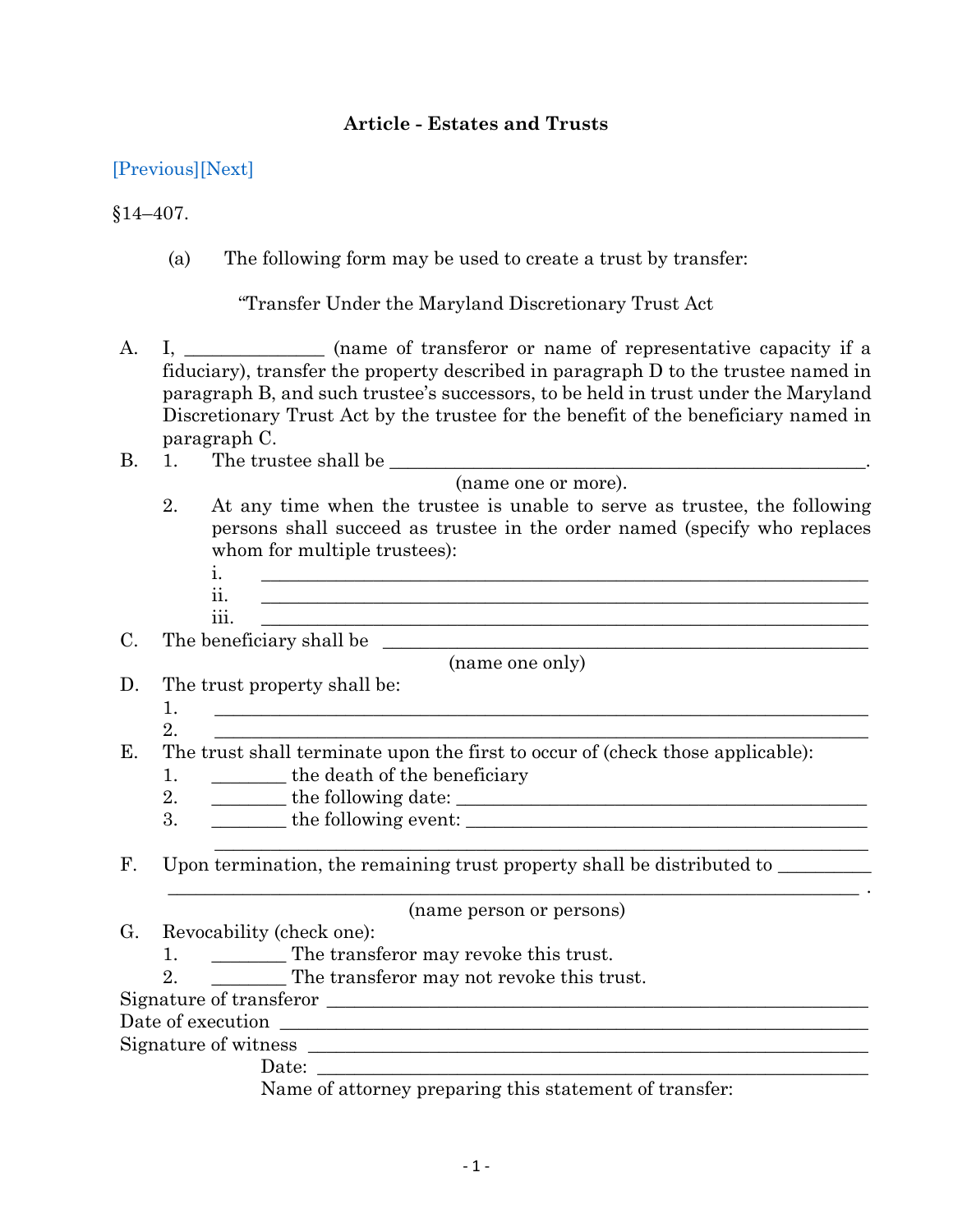**Article - Estates and Trusts**

[Previous][Next]

§14–407.

(a) The following form may be used to create a trust by transfer:

"Transfer Under the Maryland Discretionary Trust Act

A. I, ______________ (name of transferor or name of representative capacity if a fiduciary), transfer the property described in paragraph D to the trustee named in paragraph B, and such trustee's successors, to be held in trust under the Maryland Discretionary Trust Act by the trustee for the benefit of the beneficiary named in paragraph C.

B. 1. The trustee shall be ______________________________________________.
(name one or more).

2. At any time when the trustee is unable to serve as trustee, the following persons shall succeed as trustee in the order named (specify who replaces whom for multiple trustees):

i. ______________________________________________________________

ii. ______________________________________________________________

iii. ______________________________________________________________

C. The beneficiary shall be ______________________________________________
(name one only)

D. The trust property shall be:

1. ______________________________________________________________

2. ______________________________________________________________

E. The trust shall terminate upon the first to occur of (check those applicable):

1. ________ the death of the beneficiary

2. ________ the following date: ______________________________________

3. ________ the following event: ______________________________________
______________________________________________________________

F. Upon termination, the remaining trust property shall be distributed to _________
______________________________________________________________ .
(name person or persons)

G. Revocability (check one):

1. ________ The transferor may revoke this trust.

2. ________ The transferor may not revoke this trust.

Signature of transferor ______________________________________________

Date of execution ______________________________________________

Signature of witness ______________________________________________

Date: ______________________________________________

Name of attorney preparing this statement of transfer: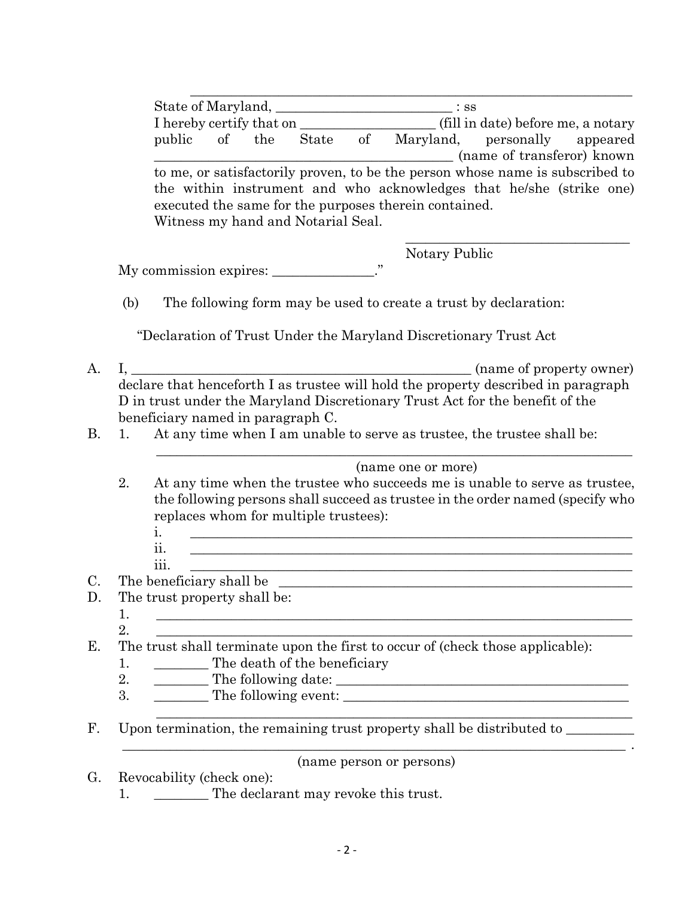\_\_\_\_\_\_\_\_\_\_\_\_\_\_\_\_\_\_\_\_\_\_\_\_\_\_\_\_\_\_\_\_\_\_\_\_\_\_\_\_\_\_\_\_\_\_\_\_\_\_\_\_\_\_\_\_\_\_\_\_\_\_

State of Maryland, \_\_\_\_\_\_\_\_\_\_\_\_\_\_\_\_\_\_\_\_\_\_\_\_\_\_ : ss

I hereby certify that on \_\_\_\_\_\_\_\_\_\_\_\_\_\_\_\_\_\_\_\_ (fill in date) before me, a notary public of the State of Maryland, personally appeared \_\_\_\_\_\_\_\_\_\_\_\_\_\_\_\_\_\_\_\_\_\_\_\_\_\_\_\_\_\_\_\_\_\_\_\_\_\_\_\_\_\_\_\_\_ (name of transferor) known to me, or satisfactorily proven, to be the person whose name is subscribed to the within instrument and who acknowledges that he/she (strike one) executed the same for the purposes therein contained.

Witness my hand and Notarial Seal.

\_\_\_\_\_\_\_\_\_\_\_\_\_\_\_\_\_\_\_\_\_\_\_\_\_\_\_\_\_\_\_\_\_\_\_

Notary Public

My commission expires: \_\_\_\_\_\_\_\_\_\_\_\_\_\_\_."

(b) The following form may be used to create a trust by declaration:

"Declaration of Trust Under the Maryland Discretionary Trust Act

A. I, \_\_\_\_\_\_\_\_\_\_\_\_\_\_\_\_\_\_\_\_\_\_\_\_\_\_\_\_\_\_\_\_\_\_\_\_\_\_\_\_\_\_\_\_\_\_\_\_\_\_\_ (name of property owner) declare that henceforth I as trustee will hold the property described in paragraph D in trust under the Maryland Discretionary Trust Act for the benefit of the beneficiary named in paragraph C.

B. 1. At any time when I am unable to serve as trustee, the trustee shall be:

   \_\_\_\_\_\_\_\_\_\_\_\_\_\_\_\_\_\_\_\_\_\_\_\_\_\_\_\_\_\_\_\_\_\_\_\_\_\_\_\_\_\_\_\_\_\_\_\_\_\_\_\_\_\_\_\_\_\_\_\_\_\_\_\_\_\_\_\_\_\_\_

   (name one or more)

   2. At any time when the trustee who succeeds me is unable to serve as trustee, the following persons shall succeed as trustee in the order named (specify who replaces whom for multiple trustees):

      i. \_\_\_\_\_\_\_\_\_\_\_\_\_\_\_\_\_\_\_\_\_\_\_\_\_\_\_\_\_\_\_\_\_\_\_\_\_\_\_\_\_\_\_\_\_\_\_\_\_\_\_\_\_\_\_\_\_\_\_\_\_\_\_\_\_\_
      ii. \_\_\_\_\_\_\_\_\_\_\_\_\_\_\_\_\_\_\_\_\_\_\_\_\_\_\_\_\_\_\_\_\_\_\_\_\_\_\_\_\_\_\_\_\_\_\_\_\_\_\_\_\_\_\_\_\_\_\_\_\_\_\_\_\_\_
      iii. \_\_\_\_\_\_\_\_\_\_\_\_\_\_\_\_\_\_\_\_\_\_\_\_\_\_\_\_\_\_\_\_\_\_\_\_\_\_\_\_\_\_\_\_\_\_\_\_\_\_\_\_\_\_\_\_\_\_\_\_\_\_\_\_\_\_

C. The beneficiary shall be \_\_\_\_\_\_\_\_\_\_\_\_\_\_\_\_\_\_\_\_\_\_\_\_\_\_\_\_\_\_\_\_\_\_\_\_\_\_\_\_\_\_\_\_\_\_\_\_\_\_\_\_\_\_\_\_

D. The trust property shall be:

   1. \_\_\_\_\_\_\_\_\_\_\_\_\_\_\_\_\_\_\_\_\_\_\_\_\_\_\_\_\_\_\_\_\_\_\_\_\_\_\_\_\_\_\_\_\_\_\_\_\_\_\_\_\_\_\_\_\_\_\_\_\_\_\_\_\_\_\_\_\_\_\_
   2. \_\_\_\_\_\_\_\_\_\_\_\_\_\_\_\_\_\_\_\_\_\_\_\_\_\_\_\_\_\_\_\_\_\_\_\_\_\_\_\_\_\_\_\_\_\_\_\_\_\_\_\_\_\_\_\_\_\_\_\_\_\_\_\_\_\_\_\_\_\_\_

E. The trust shall terminate upon the first to occur of (check those applicable):

   1. \_\_\_\_\_\_\_\_ The death of the beneficiary
   2. \_\_\_\_\_\_\_\_ The following date: \_\_\_\_\_\_\_\_\_\_\_\_\_\_\_\_\_\_\_\_\_\_\_\_\_\_\_\_\_\_\_\_\_\_\_\_\_\_\_\_\_\_\_\_\_\_
   3. \_\_\_\_\_\_\_\_ The following event: \_\_\_\_\_\_\_\_\_\_\_\_\_\_\_\_\_\_\_\_\_\_\_\_\_\_\_\_\_\_\_\_\_\_\_\_\_\_\_\_\_\_\_\_\_

   \_\_\_\_\_\_\_\_\_\_\_\_\_\_\_\_\_\_\_\_\_\_\_\_\_\_\_\_\_\_\_\_\_\_\_\_\_\_\_\_\_\_\_\_\_\_\_\_\_\_\_\_\_\_\_\_\_\_\_\_\_\_\_\_\_\_\_\_\_\_\_

F. Upon termination, the remaining trust property shall be distributed to \_\_\_\_\_\_\_\_\_\_ \_\_\_\_\_\_\_\_\_\_\_\_\_\_\_\_\_\_\_\_\_\_\_\_\_\_\_\_\_\_\_\_\_\_\_\_\_\_\_\_\_\_\_\_\_\_\_\_\_\_\_\_\_\_\_\_\_\_\_\_\_\_\_\_\_\_\_\_\_\_\_\_\_\_\_\_ .

   (name person or persons)

G. Revocability (check one):

   1. \_\_\_\_\_\_\_\_ The declarant may revoke this trust.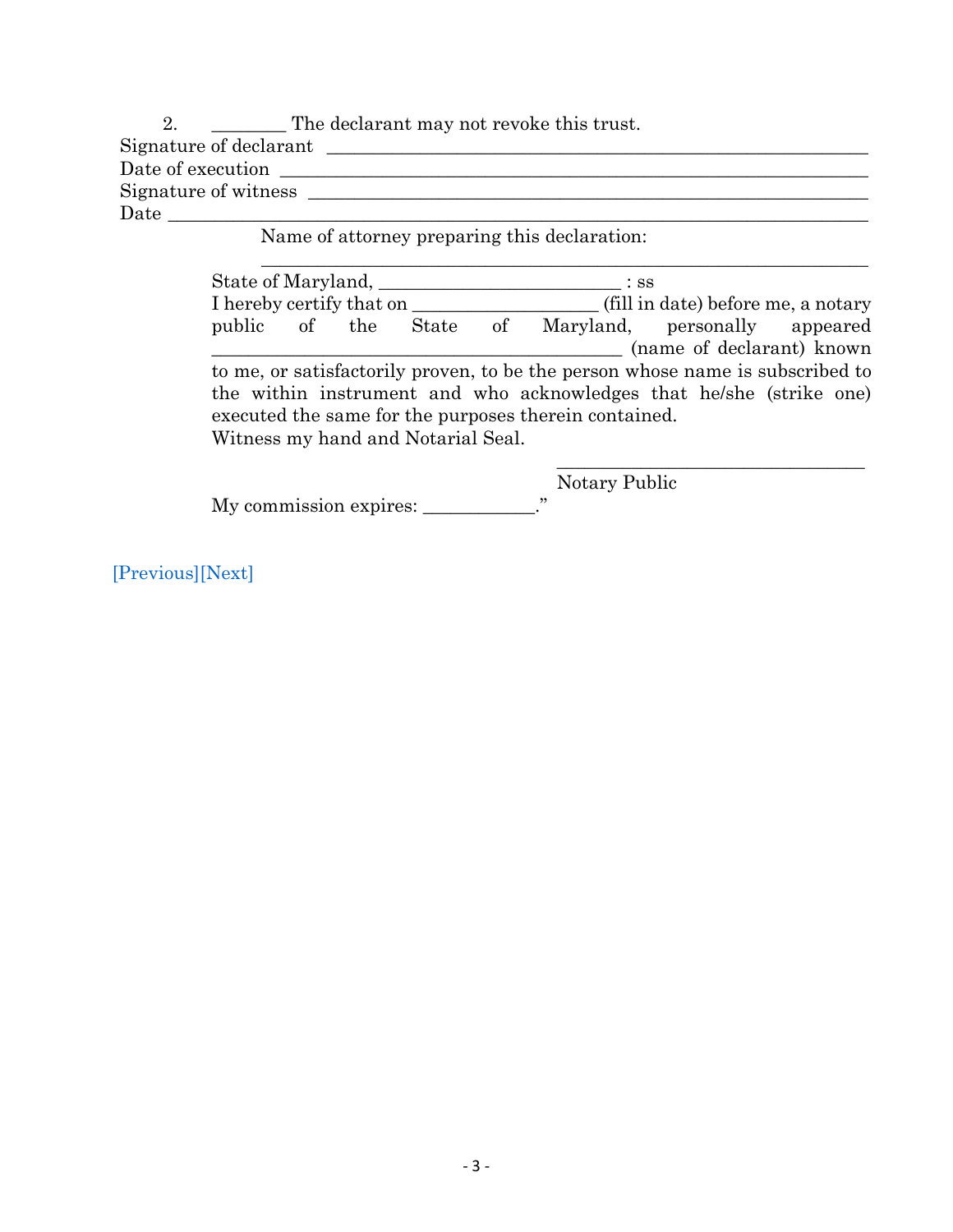2. ________ The declarant may not revoke this trust.

Signature of declarant ____________________________________________________________

Date of execution ________________________________________________________________

Signature of witness ______________________________________________________________

Date ______________________________________________________________________________

Name of attorney preparing this declaration:

______________________________________________________________

State of Maryland, ________________________ : ss

I hereby certify that on __________________ (fill in date) before me, a notary public of the State of Maryland, personally appeared _________________________________________ (name of declarant) known to me, or satisfactorily proven, to be the person whose name is subscribed to the within instrument and who acknowledges that he/she (strike one) executed the same for the purposes therein contained.

Witness my hand and Notarial Seal.

______________________________

Notary Public

My commission expires: ___________."

[Previous][Next]